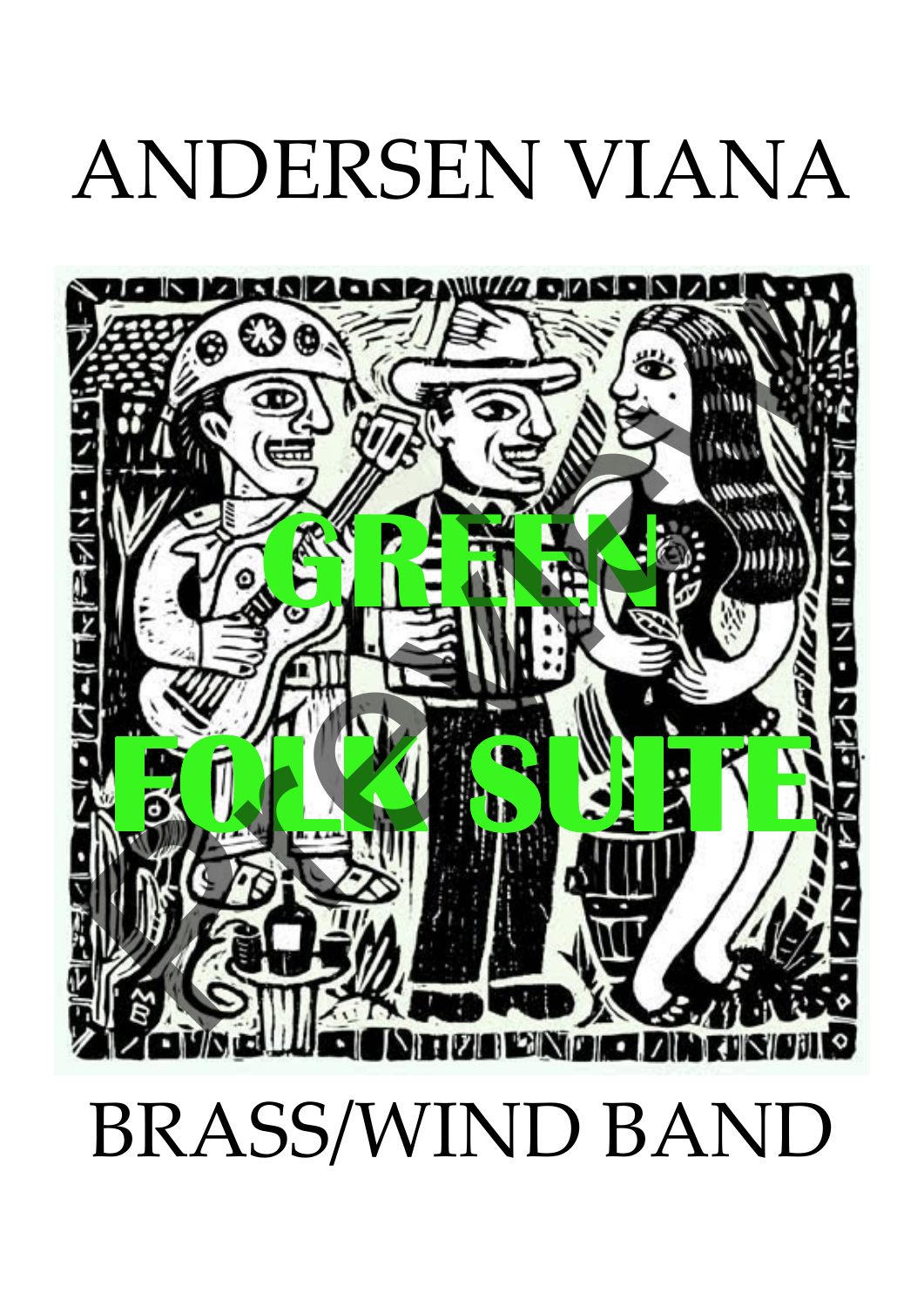# ANDERSEN VIANA

# GREEN FOLK SUITE

# BRASS/WIND BAND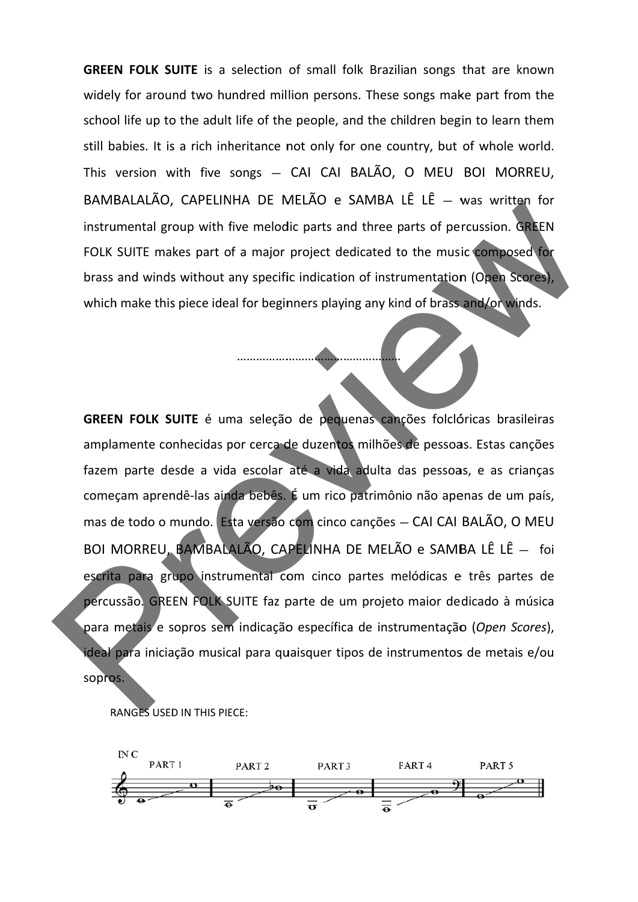**GREEN FOLK SUITE** is a selection of small folk Brazilian songs that are known widely for around two hundred million persons. These songs make part from the school life up to the adult life of the people, and the children begin to learn them still babies. It is a rich inheritance not only for one country, but of whole world. This version with five songs – CAI CAI BALÃO, O MEU BOI MORREU, BAMBALALÃO, CAPELINHA DE MELÃO e SAMBA LÊ LÊ – was written for instrumental group with five melodic parts and three parts of percussion. GREEN FOLK SUITE makes part of a major project dedicated to the music composed for brass and winds without any specific indication of instrumentation (Open Scores), which make this piece ideal for beginners playing any kind of brass and/or winds.

…………………………………………

**GREEN FOLK SUITE** é uma seleção de pequenas canções folclóricas brasileiras amplamente conhecidas por cerca de duzentos milhões de pessoas. Estas canções fazem parte desde a vida escolar até a vida adulta das pessoas, e as crianças começam aprendê-las ainda bebês. É um rico patrimônio não apenas de um país, mas de todo o mundo. Esta versão com cinco canções – CAI CAI BALÃO, O MEU BOI MORREU, BAMBALALÃO, CAPELINHA DE MELÃO e SAMBA LÊ LÊ – foi escrita para grupo instrumental com cinco partes melódicas e três partes de percussão. GREEN FOLK SUITE faz parte de um projeto maior dedicado à música para metais e sopros sem indicação específica de instrumentação (*Open Scores*), ideal para iniciação musical para quaisquer tipos de instrumentos de metais e/ou sopros.

RANGES USED IN THIS PIECE:

IN C — PART 1 | PART 2 | PART 3 | PART 4 | PART 5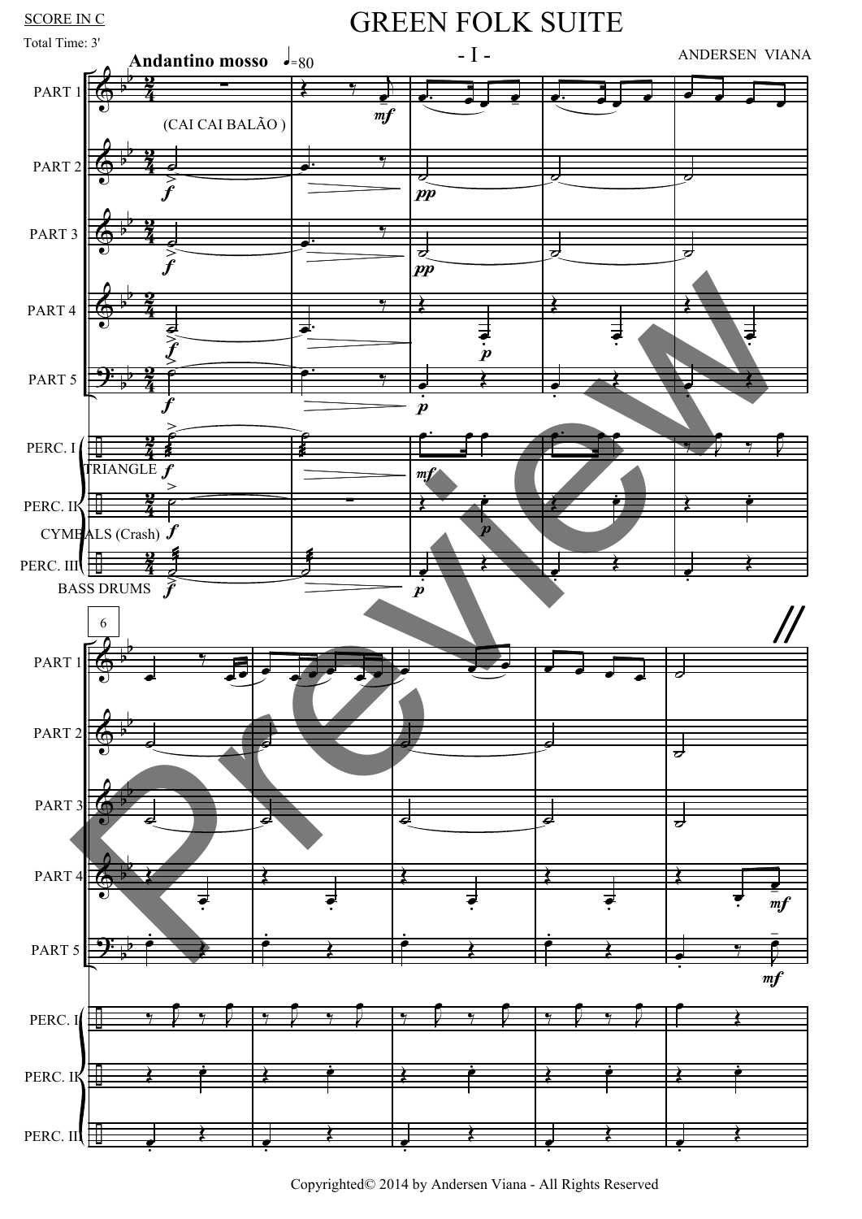SCORE IN C

Total Time: 3'

# GREEN FOLK SUITE

## - I -

ANDERSEN VIANA

**Andantino mosso** ♩=80

(CAI CAI BALÃO )

PART 1

PART 2

PART 3

PART 4

PART 5

PERC. I

TRIANGLE

PERC. II

CYMBALS (Crash)

PERC. III

BASS DRUMS

Copyrighted© 2014 by Andersen Viana - All Rights Reserved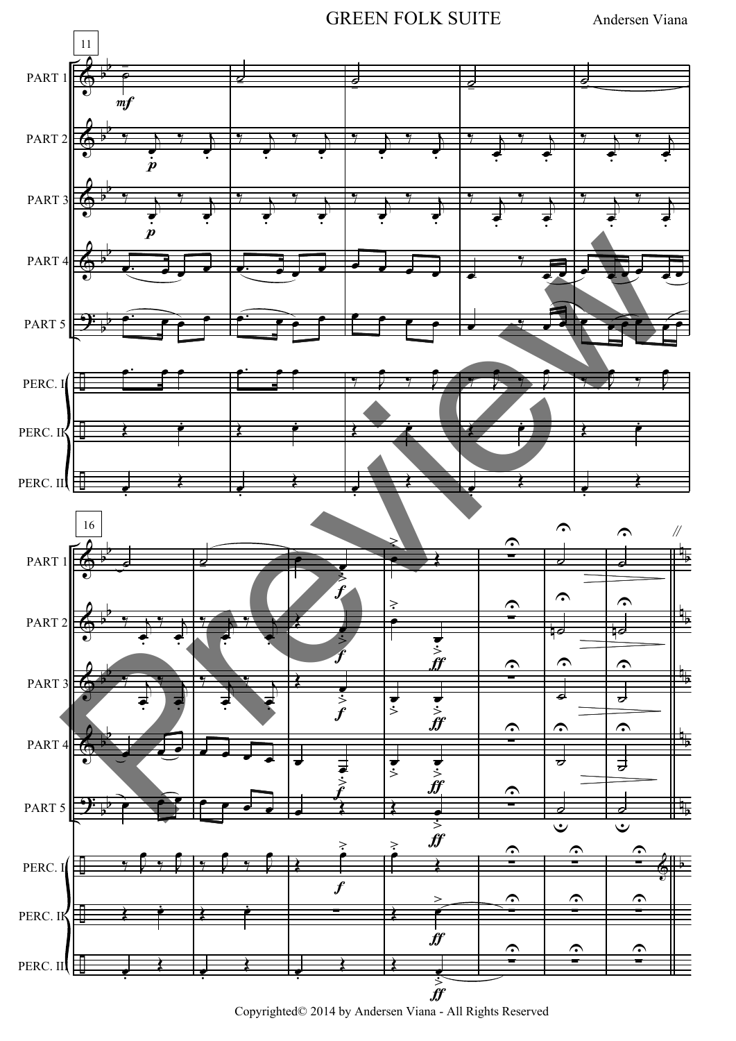GREEN FOLK SUITE

Andersen Viana

Copyrighted© 2014 by Andersen Viana - All Rights Reserved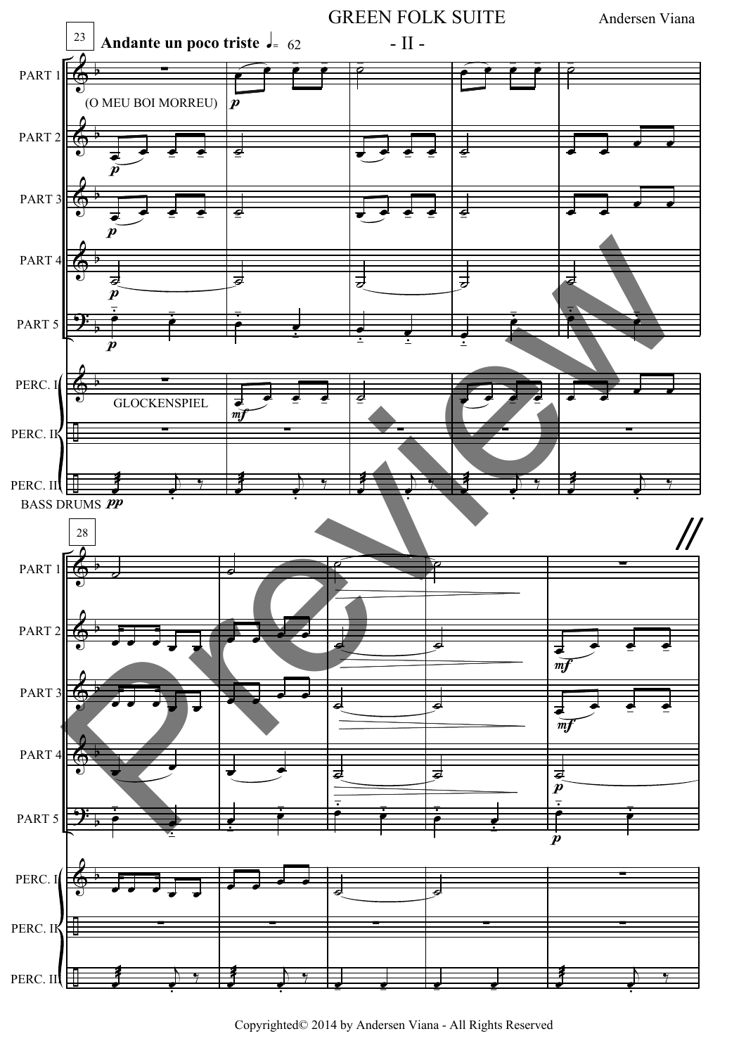# GREEN FOLK SUITE

Andersen Viana

## - II -

23 **Andante un poco triste** ♩= 62

(O MEU BOI MORREU)

PART 1

PART 2

PART 3

PART 4

PART 5

PERC. I

GLOCKENSPIEL

PERC. II

PERC. III

BASS DRUMS

28

PART 1

PART 2

PART 3

PART 4

PART 5

PERC. I

PERC. II

PERC. III

Copyrighted© 2014 by Andersen Viana - All Rights Reserved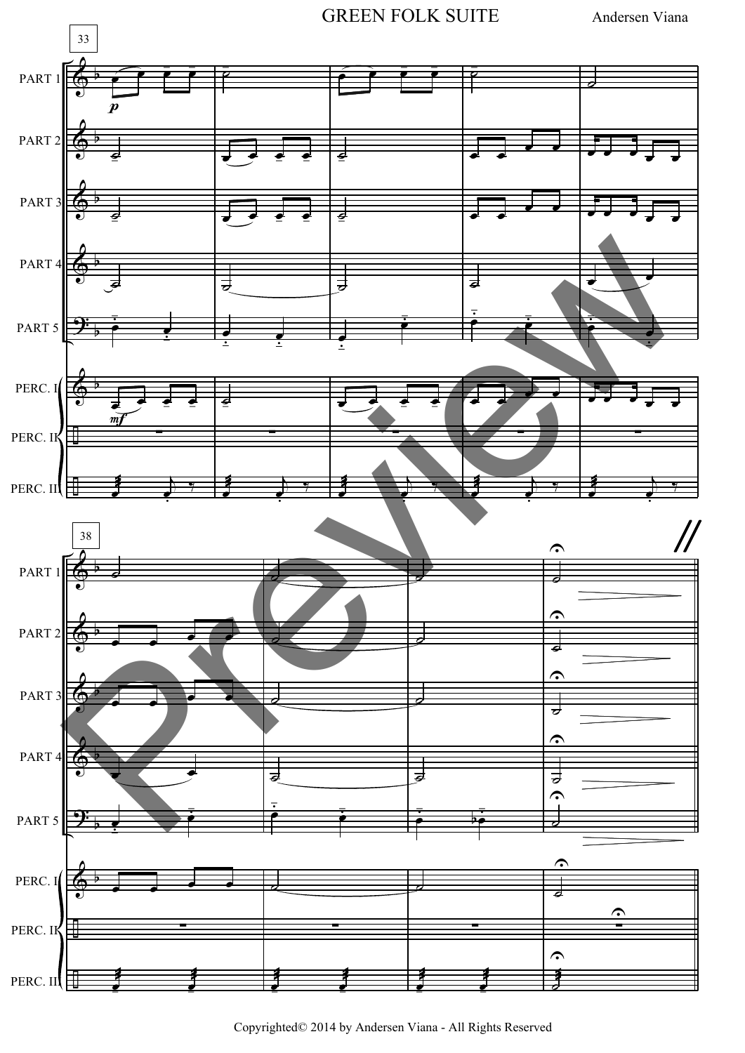# GREEN FOLK SUITE

Andersen Viana

33

PART 1

PART 2

PART 3

PART 4

PART 5

PERC. I

PERC. II

PERC. III

38

PART 1

PART 2

PART 3

PART 4

PART 5

PERC. I

PERC. II

PERC. III

Copyrighted© 2014 by Andersen Viana - All Rights Reserved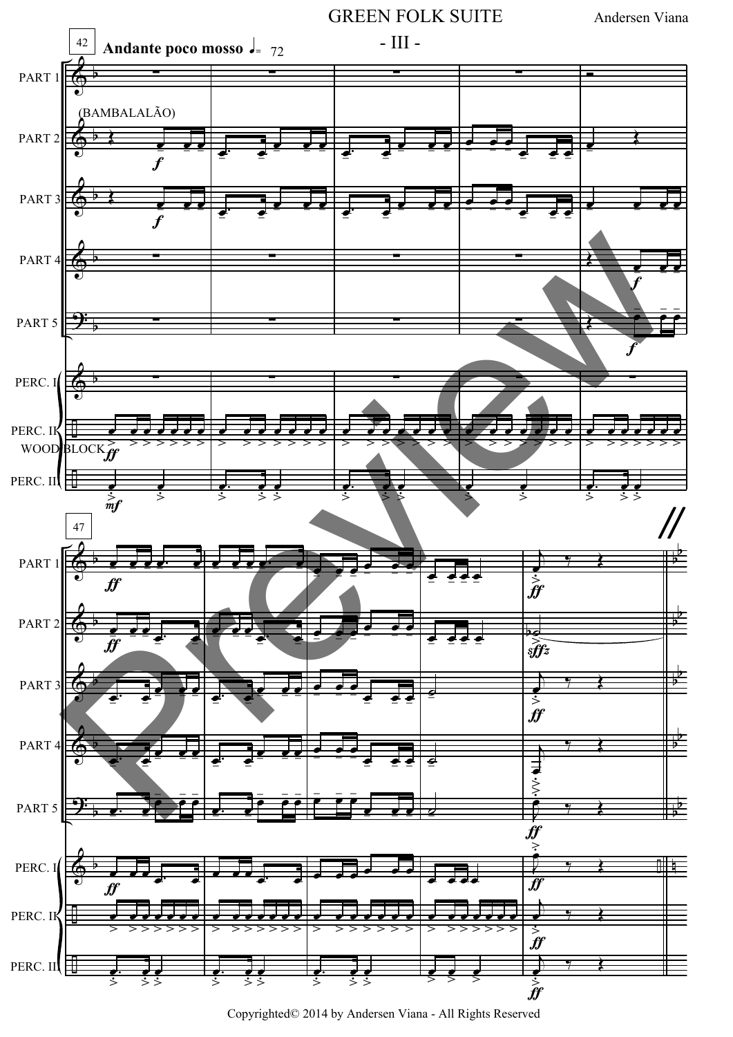# GREEN FOLK SUITE

Andersen Viana

## - III -

42 **Andante poco mosso** ♩= 72

PART 1

(BAMBALALÃO)

PART 2

PART 3

PART 4

PART 5

PERC. I

PERC. II

WOOD BLOCK

PERC. III

47

Copyrighted© 2014 by Andersen Viana - All Rights Reserved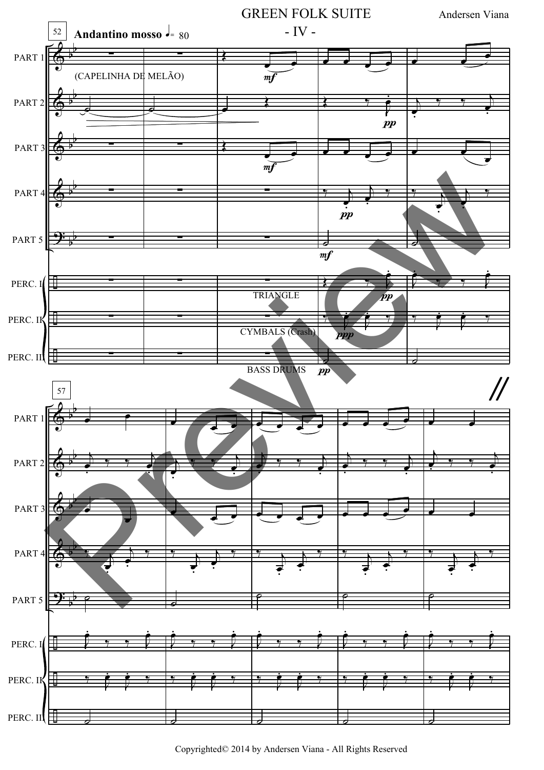GREEN FOLK SUITE

- IV -

Andersen Viana

52 **Andantino mosso** ♩= 80

PART 1

(CAPELINHA DE MELÃO)

*mf*

PART 2

*pp*

PART 3

*mf*

PART 4

*pp*

PART 5

*mf*

PERC. I

TRIANGLE

*pp*

PERC. II

CYMBALS (Crash)

*ppp*

PERC. III

BASS DRUMS

*pp*

57

PART 1

PART 2

PART 3

PART 4

PART 5

PERC. I

PERC. II

PERC. III

Copyrighted© 2014 by Andersen Viana - All Rights Reserved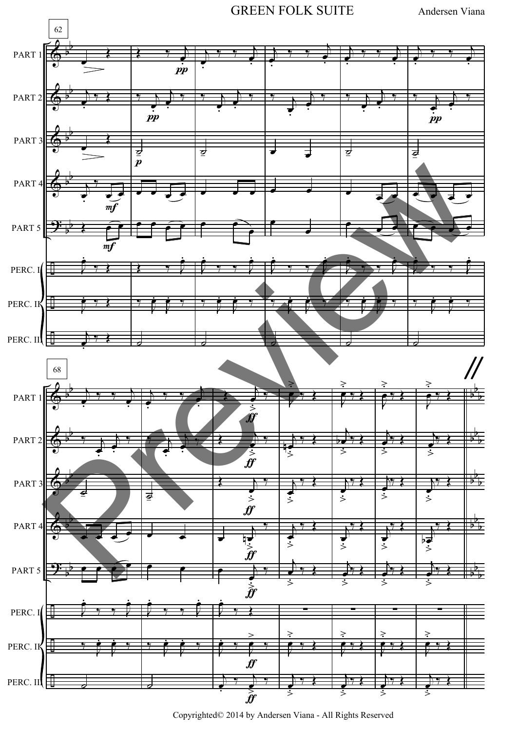# GREEN FOLK SUITE

Andersen Viana

Copyrighted© 2014 by Andersen Viana - All Rights Reserved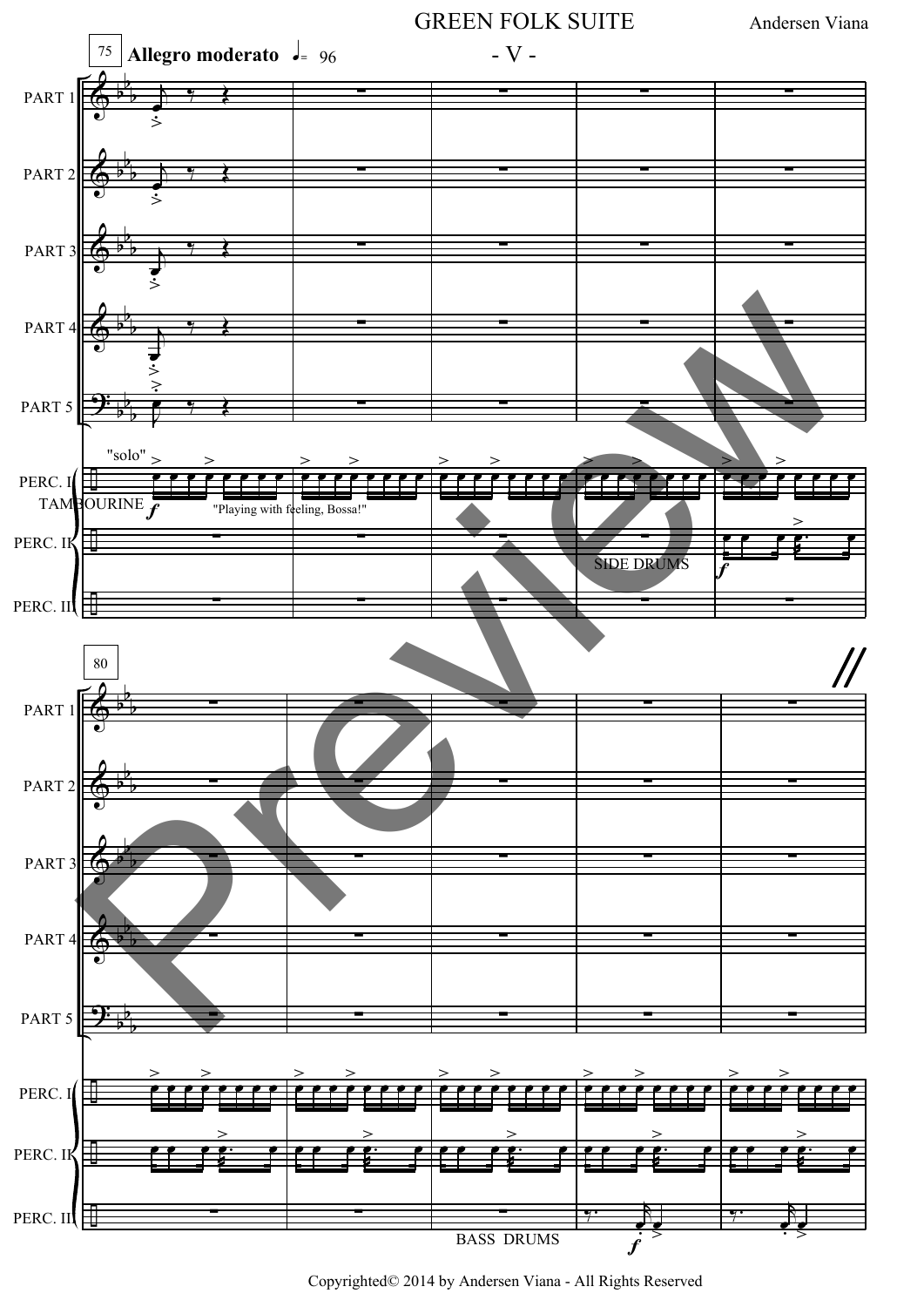# GREEN FOLK SUITE

Andersen Viana

## - V -

75 **Allegro moderato** ♩= 96

PART 1
PART 2
PART 3
PART 4
PART 5

"solo"

PERC. I
TAMBOURINE *f* "Playing with feeling, Bossa!"

PERC. II
SIDE DRUMS *f*

PERC. III

80

PART 1
PART 2
PART 3
PART 4
PART 5

PERC. I
PERC. II
PERC. III
BASS DRUMS *f*

Copyrighted© 2014 by Andersen Viana - All Rights Reserved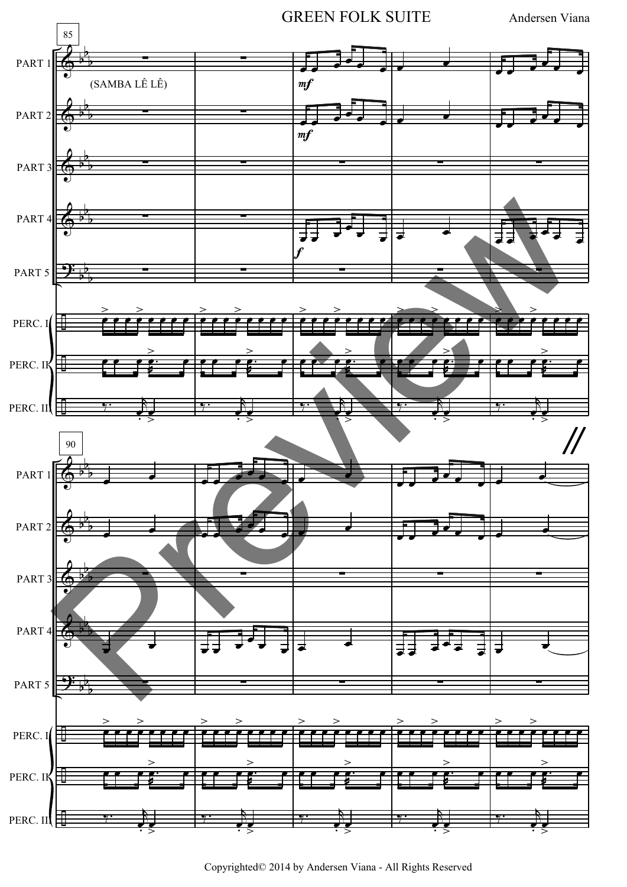# GREEN FOLK SUITE

Andersen Viana

85

(SAMBA LÊ LÊ)

PART 1
PART 2
PART 3
PART 4
PART 5

PERC. I
PERC. II
PERC. III

*mf*

*mf*

*f*

90

PART 1
PART 2
PART 3
PART 4
PART 5

PERC. I
PERC. II
PERC. III

Copyrighted© 2014 by Andersen Viana - All Rights Reserved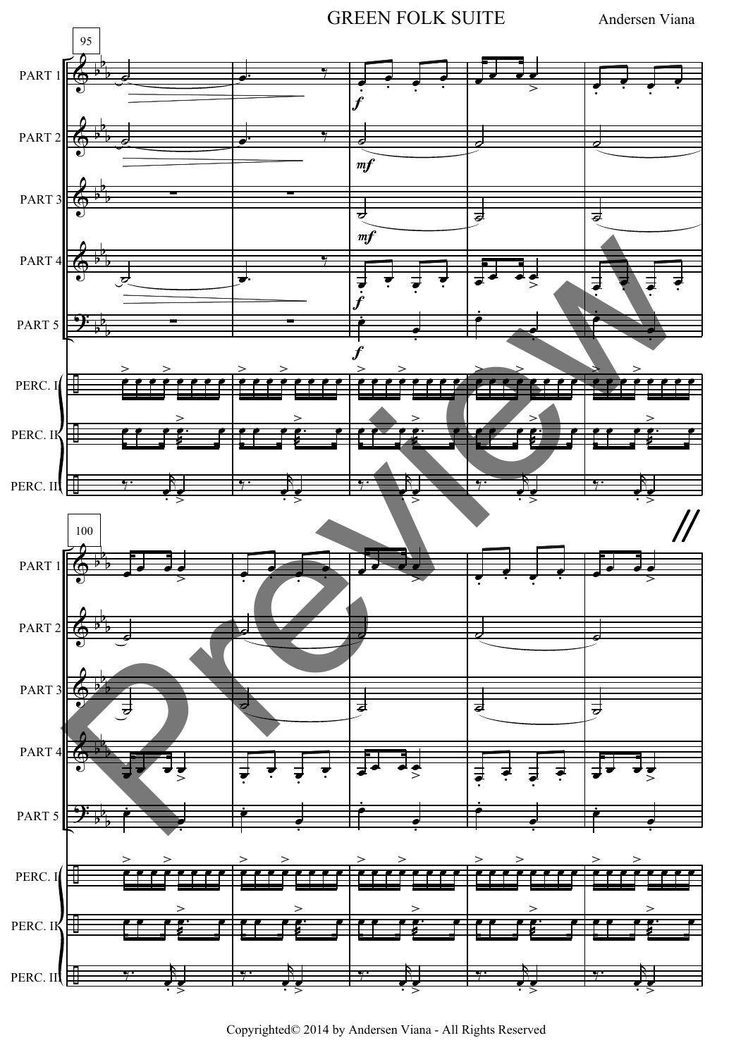GREEN FOLK SUITE

Andersen Viana

Copyrighted© 2014 by Andersen Viana - All Rights Reserved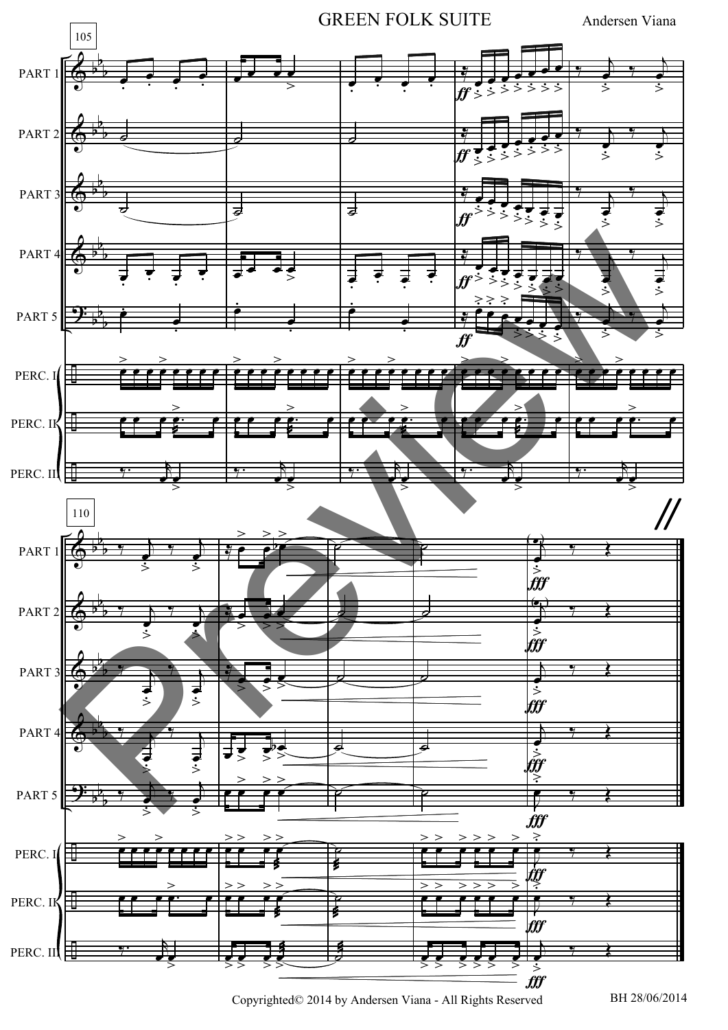GREEN FOLK SUITE

Andersen Viana

105

PART 1

PART 2

PART 3

PART 4

PART 5

PERC. I

PERC. II

PERC. III

*ff*

110

*fff*

Copyrighted© 2014 by Andersen Viana - All Rights Reserved

BH 28/06/2014